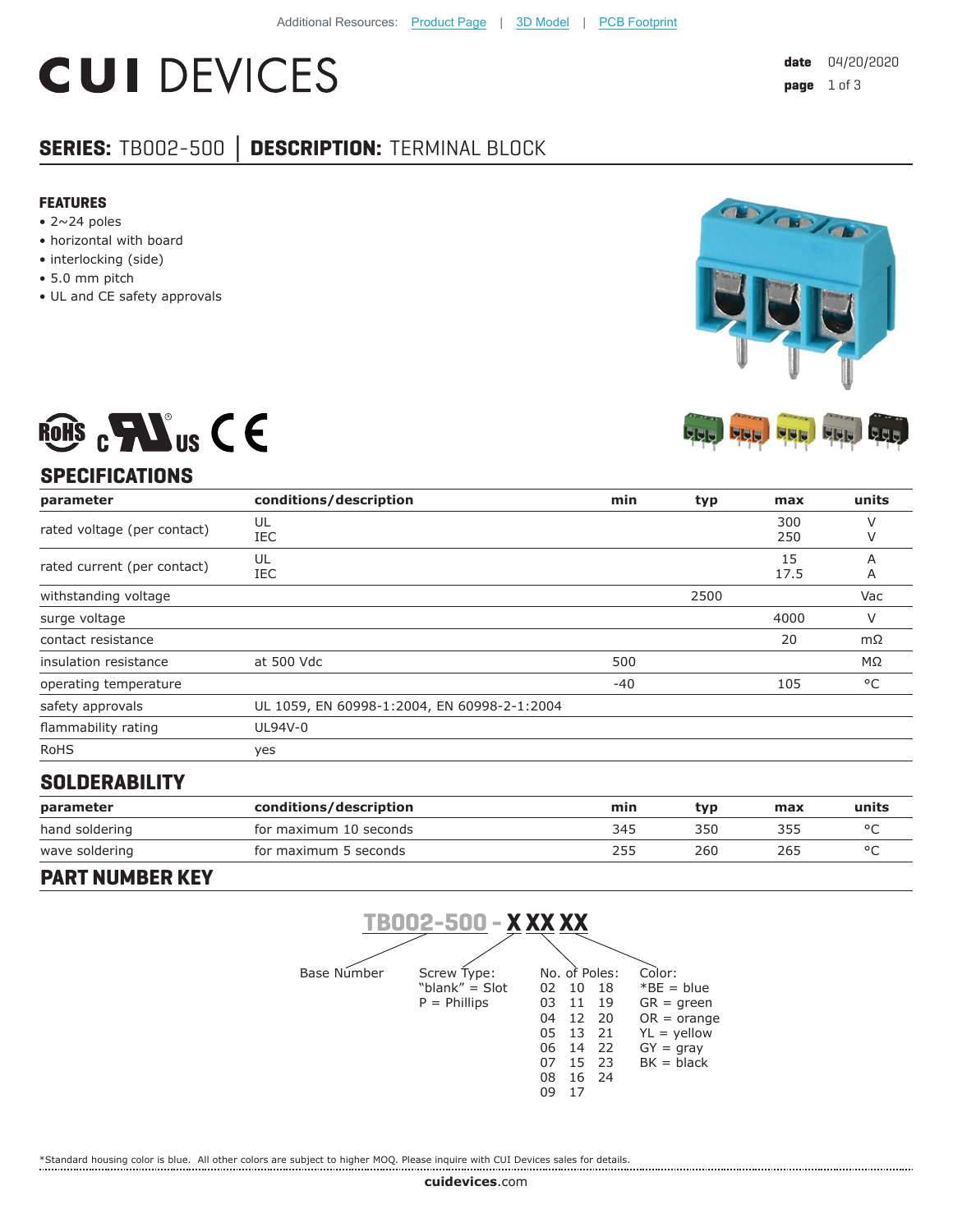Additional Resources: Product Page | 3D Model | PCB Footprint

# CUI DEVICES

date 04/20/2020

## SERIES: TB002-500 | DESCRIPTION: TERMINAL BLOCK

### FEATURES

- 2~24 poles
- horizontal with board
- interlocking (side)
- 5.0 mm pitch
- UL and CE safety approvals

## SPECIFICATIONS

| parameter | conditions/description | min | typ | max | units |
|---|---|---|---|---|---|
| rated voltage (per contact) | UL<br>IEC | | | 300<br>250 | V<br>V |
| rated current (per contact) | UL<br>IEC | | | 15<br>17.5 | A<br>A |
| withstanding voltage | | | 2500 | | Vac |
| surge voltage | | | | 4000 | V |
| contact resistance | | | | 20 | mΩ |
| insulation resistance | at 500 Vdc | 500 | | | MΩ |
| operating temperature | | -40 | | 105 | °C |
| safety approvals | UL 1059, EN 60998-1:2004, EN 60998-2-1:2004 | | | | |
| flammability rating | UL94V-0 | | | | |
| RoHS | yes | | | | |

## SOLDERABILITY

| parameter | conditions/description | min | typ | max | units |
|---|---|---|---|---|---|
| hand soldering | for maximum 10 seconds | 345 | 350 | 355 | °C |
| wave soldering | for maximum 5 seconds | 255 | 260 | 265 | °C |

## PART NUMBER KEY

TB002-500 - X XX XX

Base Number

Screw Type:
"blank" = Slot
P = Phillips

No. of Poles:
02 10 18
03 11 19
04 12 20
05 13 21
06 14 22
07 15 23
08 16 24
09 17

Color:
*BE = blue
GR = green
OR = orange
YL = yellow
GY = gray
BK = black

*Standard housing color is blue. All other colors are subject to higher MOQ. Please inquire with CUI Devices sales for details.

cuidevices.com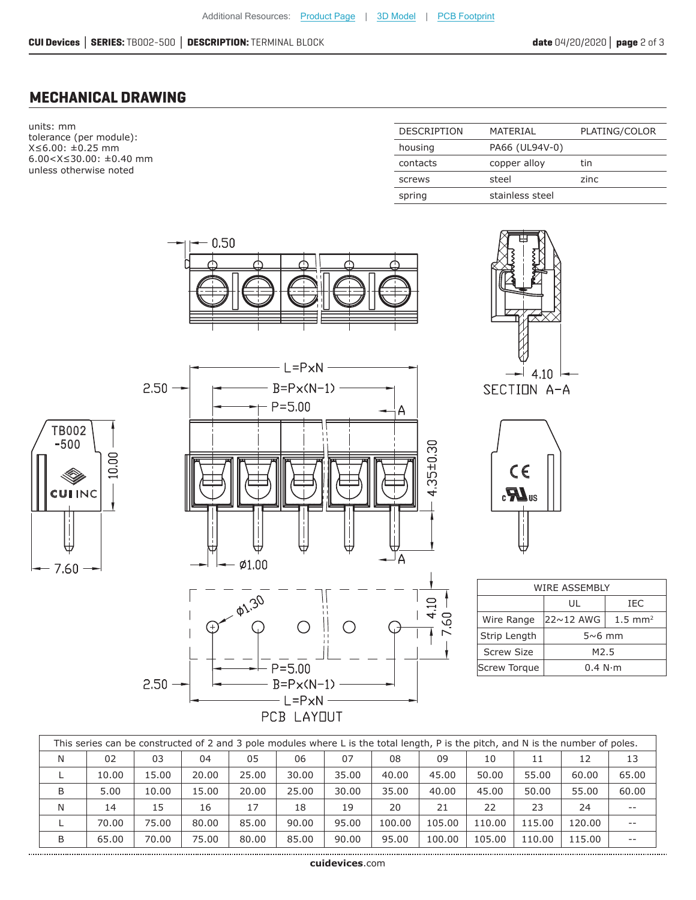Additional Resources: Product Page | 3D Model | PCB Footprint

## MECHANICAL DRAWING

units: mm
tolerance (per module):
X≤6.00: ±0.25 mm
6.00<X≤30.00: ±0.40 mm
unless otherwise noted

| DESCRIPTION | MATERIAL | PLATING/COLOR |
|---|---|---|
| housing | PA66 (UL94V-0) | |
| contacts | copper alloy | tin |
| screws | steel | zinc |
| spring | stainless steel | |

0.50

L=PxN
2.50
B=Px(N-1)
P=5.00
A
4.35±0.30
Ø1.00
A

TB002
-500
CUI INC
10.00
7.60

4.10
SECTION A-A

Ø1.30
4.10
7.60
P=5.00
2.50
B=Px(N-1)
L=PxN
PCB LAYOUT

| WIRE ASSEMBLY | | |
|---|---|---|
| | UL | IEC |
| Wire Range | 22~12 AWG | 1.5 mm² |
| Strip Length | 5~6 mm | |
| Screw Size | M2.5 | |
| Screw Torque | 0.4 N·m | |

This series can be constructed of 2 and 3 pole modules where L is the total length, P is the pitch, and N is the number of poles.

| | | | | | | | | | | | | |
|---|---|---|---|---|---|---|---|---|---|---|---|---|
| N | 02 | 03 | 04 | 05 | 06 | 07 | 08 | 09 | 10 | 11 | 12 | 13 |
| L | 10.00 | 15.00 | 20.00 | 25.00 | 30.00 | 35.00 | 40.00 | 45.00 | 50.00 | 55.00 | 60.00 | 65.00 |
| B | 5.00 | 10.00 | 15.00 | 20.00 | 25.00 | 30.00 | 35.00 | 40.00 | 45.00 | 50.00 | 55.00 | 60.00 |
| N | 14 | 15 | 16 | 17 | 18 | 19 | 20 | 21 | 22 | 23 | 24 | -- |
| L | 70.00 | 75.00 | 80.00 | 85.00 | 90.00 | 95.00 | 100.00 | 105.00 | 110.00 | 115.00 | 120.00 | -- |
| B | 65.00 | 70.00 | 75.00 | 80.00 | 85.00 | 90.00 | 95.00 | 100.00 | 105.00 | 110.00 | 115.00 | -- |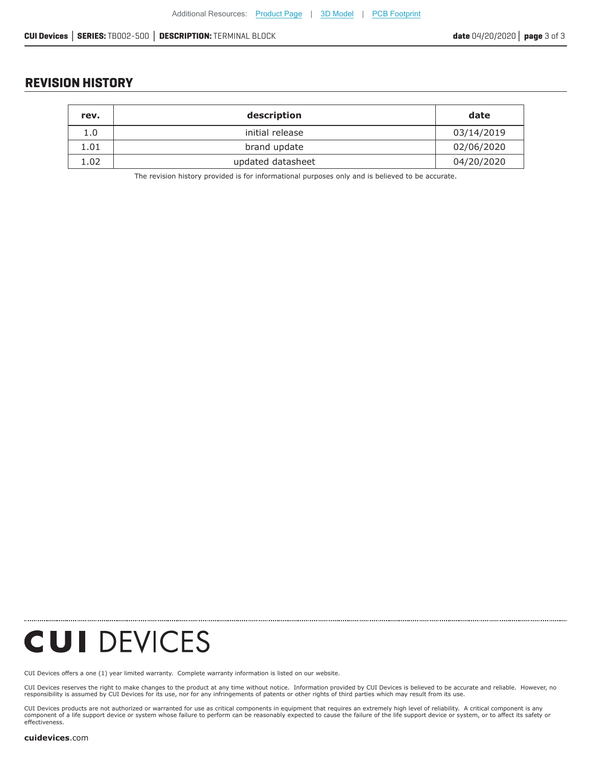## REVISION HISTORY

| rev. | description | date |
|---|---|---|
| 1.0 | initial release | 03/14/2019 |
| 1.01 | brand update | 02/06/2020 |
| 1.02 | updated datasheet | 04/20/2020 |

The revision history provided is for informational purposes only and is believed to be accurate.

**CUI** DEVICES

CUI Devices offers a one (1) year limited warranty. Complete warranty information is listed on our website.

CUI Devices reserves the right to make changes to the product at any time without notice. Information provided by CUI Devices is believed to be accurate and reliable. However, no responsibility is assumed by CUI Devices for its use, nor for any infringements of patents or other rights of third parties which may result from its use.

CUI Devices products are not authorized or warranted for use as critical components in equipment that requires an extremely high level of reliability. A critical component is any component of a life support device or system whose failure to perform can be reasonably expected to cause the failure of the life support device or system, or to affect its safety or effectiveness.

**cuidevices**.com